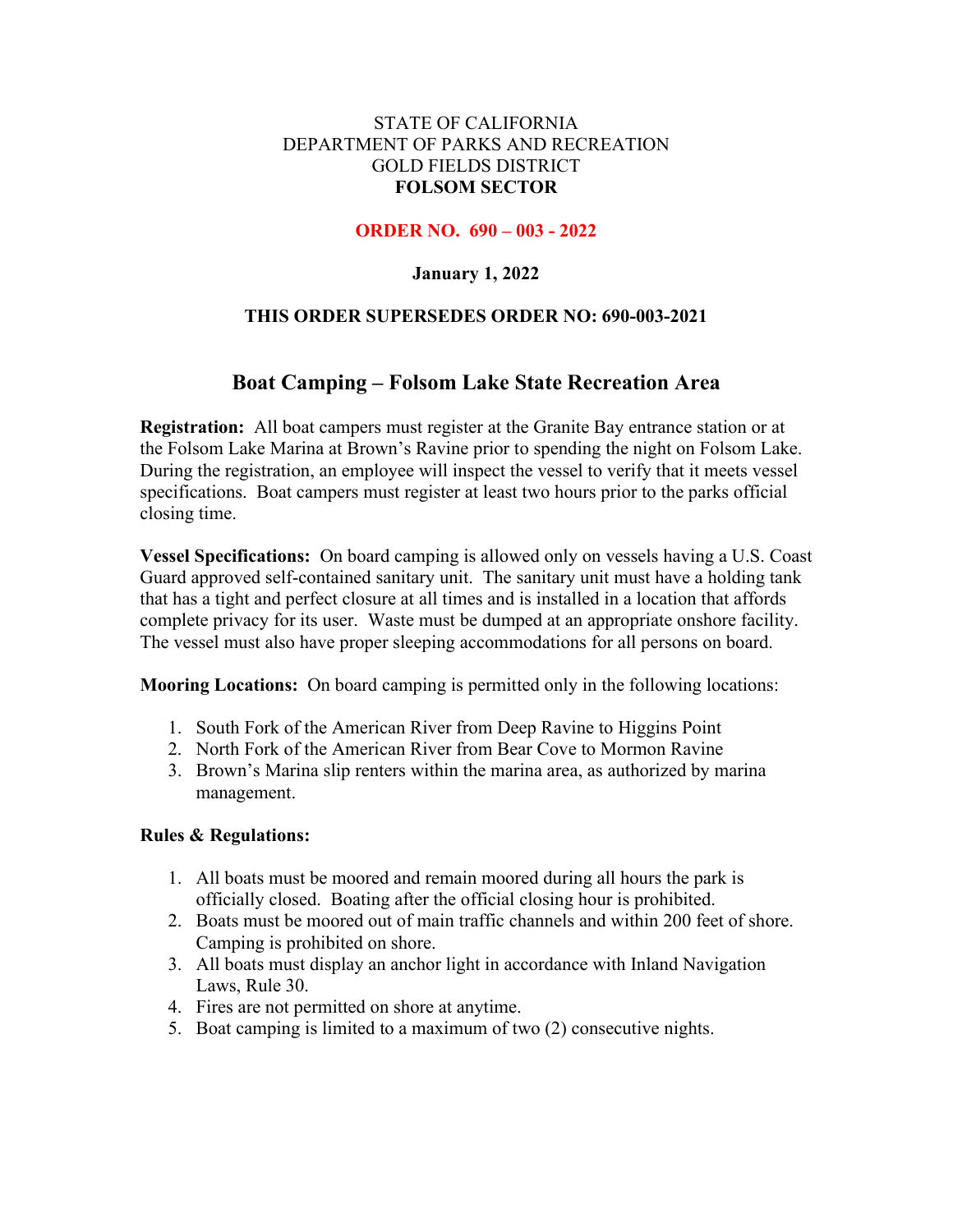STATE OF CALIFORNIA
DEPARTMENT OF PARKS AND RECREATION
GOLD FIELDS DISTRICT
**FOLSOM SECTOR**

**ORDER NO. 690 – 003 - 2022**

**January 1, 2022**

**THIS ORDER SUPERSEDES ORDER NO: 690-003-2021**

# Boat Camping – Folsom Lake State Recreation Area

**Registration:** All boat campers must register at the Granite Bay entrance station or at the Folsom Lake Marina at Brown's Ravine prior to spending the night on Folsom Lake. During the registration, an employee will inspect the vessel to verify that it meets vessel specifications. Boat campers must register at least two hours prior to the parks official closing time.

**Vessel Specifications:** On board camping is allowed only on vessels having a U.S. Coast Guard approved self-contained sanitary unit. The sanitary unit must have a holding tank that has a tight and perfect closure at all times and is installed in a location that affords complete privacy for its user. Waste must be dumped at an appropriate onshore facility. The vessel must also have proper sleeping accommodations for all persons on board.

**Mooring Locations:** On board camping is permitted only in the following locations:

1. South Fork of the American River from Deep Ravine to Higgins Point
2. North Fork of the American River from Bear Cove to Mormon Ravine
3. Brown's Marina slip renters within the marina area, as authorized by marina management.

**Rules & Regulations:**

1. All boats must be moored and remain moored during all hours the park is officially closed. Boating after the official closing hour is prohibited.
2. Boats must be moored out of main traffic channels and within 200 feet of shore. Camping is prohibited on shore.
3. All boats must display an anchor light in accordance with Inland Navigation Laws, Rule 30.
4. Fires are not permitted on shore at anytime.
5. Boat camping is limited to a maximum of two (2) consecutive nights.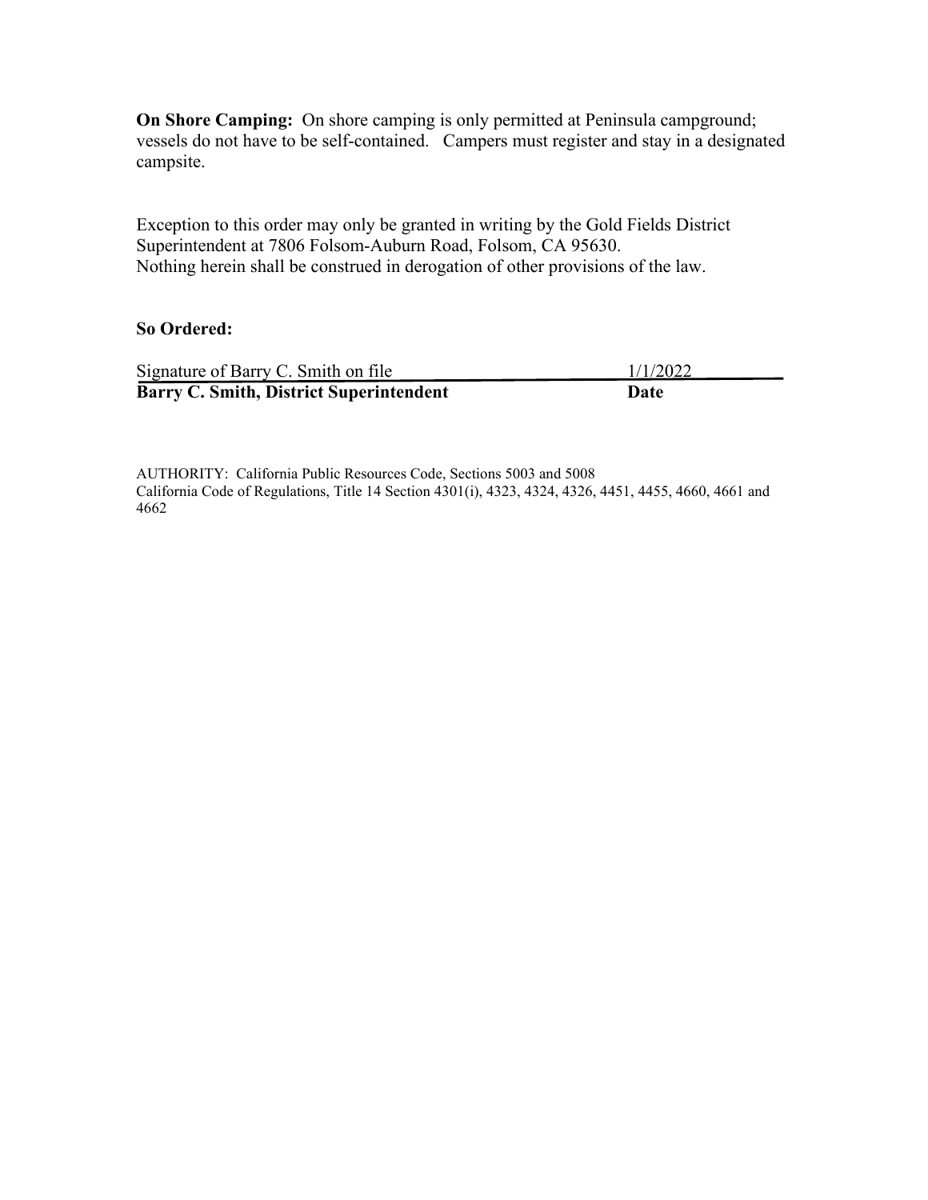**On Shore Camping:** On shore camping is only permitted at Peninsula campground; vessels do not have to be self-contained. Campers must register and stay in a designated campsite.

Exception to this order may only be granted in writing by the Gold Fields District Superintendent at 7806 Folsom-Auburn Road, Folsom, CA 95630.
Nothing herein shall be construed in derogation of other provisions of the law.

**So Ordered:**

| | |
|---|---|
| Signature of Barry C. Smith on file | 1/1/2022 |
| **Barry C. Smith, District Superintendent** | **Date** |

AUTHORITY: California Public Resources Code, Sections 5003 and 5008
California Code of Regulations, Title 14 Section 4301(i), 4323, 4324, 4326, 4451, 4455, 4660, 4661 and 4662